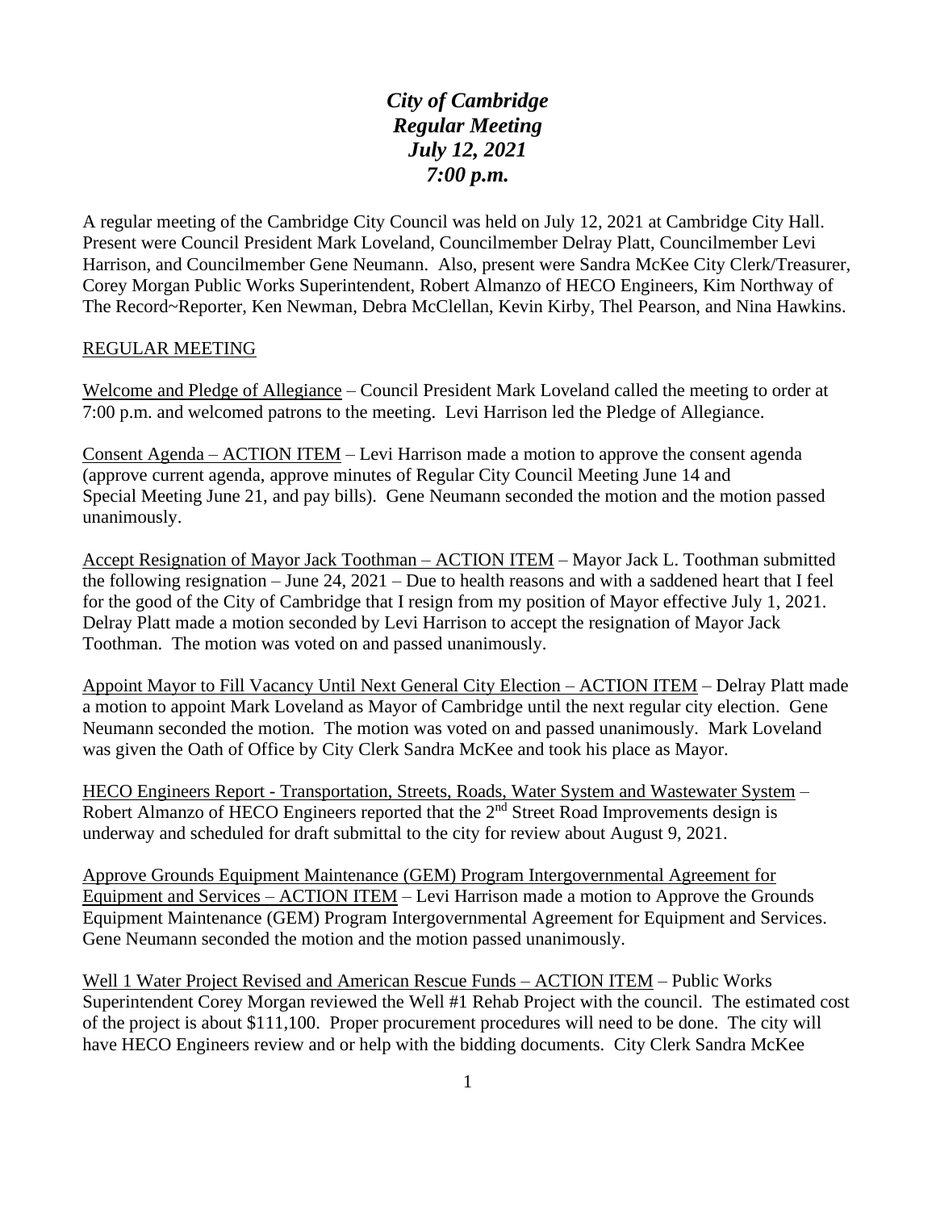# *City of Cambridge*
# *Regular Meeting*
# *July 12, 2021*
# *7:00 p.m.*

A regular meeting of the Cambridge City Council was held on July 12, 2021 at Cambridge City Hall. Present were Council President Mark Loveland, Councilmember Delray Platt, Councilmember Levi Harrison, and Councilmember Gene Neumann. Also, present were Sandra McKee City Clerk/Treasurer, Corey Morgan Public Works Superintendent, Robert Almanzo of HECO Engineers, Kim Northway of The Record~Reporter, Ken Newman, Debra McClellan, Kevin Kirby, Thel Pearson, and Nina Hawkins.

REGULAR MEETING

Welcome and Pledge of Allegiance – Council President Mark Loveland called the meeting to order at 7:00 p.m. and welcomed patrons to the meeting. Levi Harrison led the Pledge of Allegiance.

Consent Agenda – ACTION ITEM – Levi Harrison made a motion to approve the consent agenda (approve current agenda, approve minutes of Regular City Council Meeting June 14 and Special Meeting June 21, and pay bills). Gene Neumann seconded the motion and the motion passed unanimously.

Accept Resignation of Mayor Jack Toothman – ACTION ITEM – Mayor Jack L. Toothman submitted the following resignation – June 24, 2021 – Due to health reasons and with a saddened heart that I feel for the good of the City of Cambridge that I resign from my position of Mayor effective July 1, 2021. Delray Platt made a motion seconded by Levi Harrison to accept the resignation of Mayor Jack Toothman. The motion was voted on and passed unanimously.

Appoint Mayor to Fill Vacancy Until Next General City Election – ACTION ITEM – Delray Platt made a motion to appoint Mark Loveland as Mayor of Cambridge until the next regular city election. Gene Neumann seconded the motion. The motion was voted on and passed unanimously. Mark Loveland was given the Oath of Office by City Clerk Sandra McKee and took his place as Mayor.

HECO Engineers Report - Transportation, Streets, Roads, Water System and Wastewater System – Robert Almanzo of HECO Engineers reported that the 2nd Street Road Improvements design is underway and scheduled for draft submittal to the city for review about August 9, 2021.

Approve Grounds Equipment Maintenance (GEM) Program Intergovernmental Agreement for Equipment and Services – ACTION ITEM – Levi Harrison made a motion to Approve the Grounds Equipment Maintenance (GEM) Program Intergovernmental Agreement for Equipment and Services. Gene Neumann seconded the motion and the motion passed unanimously.

Well 1 Water Project Revised and American Rescue Funds – ACTION ITEM – Public Works Superintendent Corey Morgan reviewed the Well #1 Rehab Project with the council. The estimated cost of the project is about $111,100. Proper procurement procedures will need to be done. The city will have HECO Engineers review and or help with the bidding documents. City Clerk Sandra McKee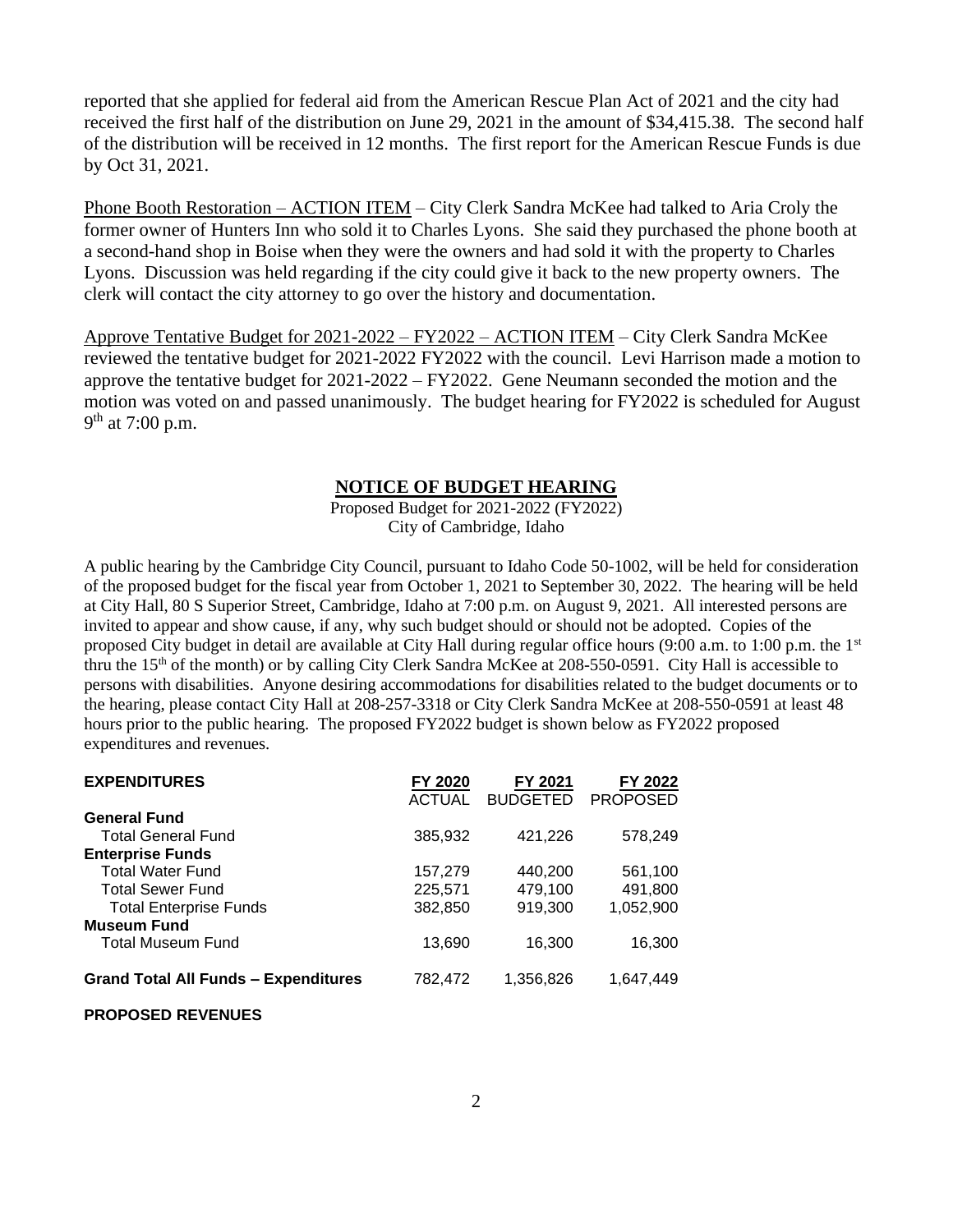reported that she applied for federal aid from the American Rescue Plan Act of 2021 and the city had received the first half of the distribution on June 29, 2021 in the amount of $34,415.38. The second half of the distribution will be received in 12 months. The first report for the American Rescue Funds is due by Oct 31, 2021.

Phone Booth Restoration – ACTION ITEM – City Clerk Sandra McKee had talked to Aria Croly the former owner of Hunters Inn who sold it to Charles Lyons. She said they purchased the phone booth at a second-hand shop in Boise when they were the owners and had sold it with the property to Charles Lyons. Discussion was held regarding if the city could give it back to the new property owners. The clerk will contact the city attorney to go over the history and documentation.

Approve Tentative Budget for 2021-2022 – FY2022 – ACTION ITEM – City Clerk Sandra McKee reviewed the tentative budget for 2021-2022 FY2022 with the council. Levi Harrison made a motion to approve the tentative budget for 2021-2022 – FY2022. Gene Neumann seconded the motion and the motion was voted on and passed unanimously. The budget hearing for FY2022 is scheduled for August 9th at 7:00 p.m.

## NOTICE OF BUDGET HEARING

Proposed Budget for 2021-2022 (FY2022)
City of Cambridge, Idaho

A public hearing by the Cambridge City Council, pursuant to Idaho Code 50-1002, will be held for consideration of the proposed budget for the fiscal year from October 1, 2021 to September 30, 2022. The hearing will be held at City Hall, 80 S Superior Street, Cambridge, Idaho at 7:00 p.m. on August 9, 2021. All interested persons are invited to appear and show cause, if any, why such budget should or should not be adopted. Copies of the proposed City budget in detail are available at City Hall during regular office hours (9:00 a.m. to 1:00 p.m. the 1st thru the 15th of the month) or by calling City Clerk Sandra McKee at 208-550-0591. City Hall is accessible to persons with disabilities. Anyone desiring accommodations for disabilities related to the budget documents or to the hearing, please contact City Hall at 208-257-3318 or City Clerk Sandra McKee at 208-550-0591 at least 48 hours prior to the public hearing. The proposed FY2022 budget is shown below as FY2022 proposed expenditures and revenues.

| **EXPENDITURES** | FY 2020 ACTUAL | FY 2021 BUDGETED | FY 2022 PROPOSED |
|---|---|---|---|
| **General Fund** | | | |
| Total General Fund | 385,932 | 421,226 | 578,249 |
| **Enterprise Funds** | | | |
| Total Water Fund | 157,279 | 440,200 | 561,100 |
| Total Sewer Fund | 225,571 | 479,100 | 491,800 |
| Total Enterprise Funds | 382,850 | 919,300 | 1,052,900 |
| **Museum Fund** | | | |
| Total Museum Fund | 13,690 | 16,300 | 16,300 |
| **Grand Total All Funds – Expenditures** | 782,472 | 1,356,826 | 1,647,449 |

**PROPOSED REVENUES**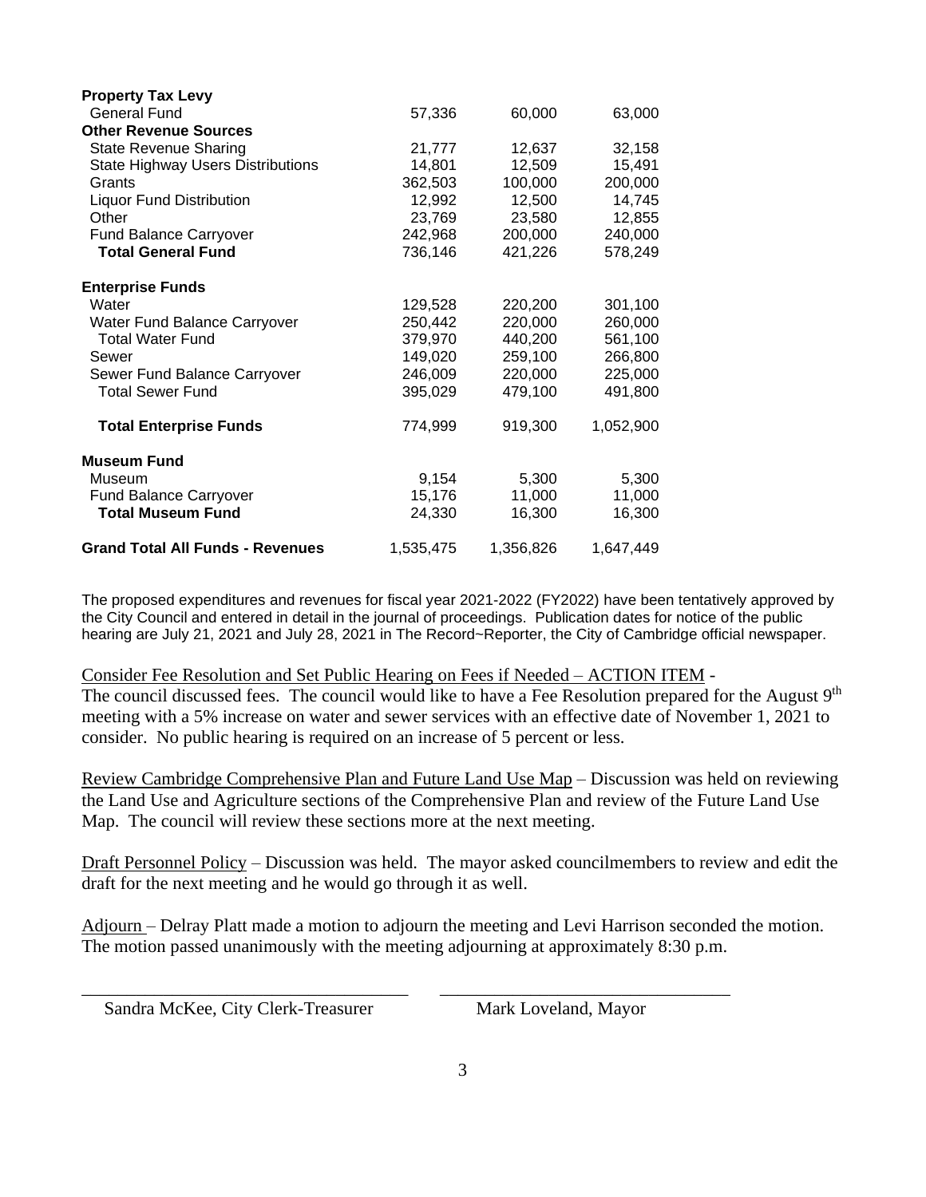| | | | |
|---|---|---|---|
| **Property Tax Levy** | | | |
| General Fund | 57,336 | 60,000 | 63,000 |
| **Other Revenue Sources** | | | |
| State Revenue Sharing | 21,777 | 12,637 | 32,158 |
| State Highway Users Distributions | 14,801 | 12,509 | 15,491 |
| Grants | 362,503 | 100,000 | 200,000 |
| Liquor Fund Distribution | 12,992 | 12,500 | 14,745 |
| Other | 23,769 | 23,580 | 12,855 |
| Fund Balance Carryover | 242,968 | 200,000 | 240,000 |
| **Total General Fund** | 736,146 | 421,226 | 578,249 |
| | | | |
| **Enterprise Funds** | | | |
| Water | 129,528 | 220,200 | 301,100 |
| Water Fund Balance Carryover | 250,442 | 220,000 | 260,000 |
| Total Water Fund | 379,970 | 440,200 | 561,100 |
| Sewer | 149,020 | 259,100 | 266,800 |
| Sewer Fund Balance Carryover | 246,009 | 220,000 | 225,000 |
| Total Sewer Fund | 395,029 | 479,100 | 491,800 |
| | | | |
| **Total Enterprise Funds** | 774,999 | 919,300 | 1,052,900 |
| | | | |
| **Museum Fund** | | | |
| Museum | 9,154 | 5,300 | 5,300 |
| Fund Balance Carryover | 15,176 | 11,000 | 11,000 |
| **Total Museum Fund** | 24,330 | 16,300 | 16,300 |
| | | | |
| **Grand Total All Funds - Revenues** | 1,535,475 | 1,356,826 | 1,647,449 |

The proposed expenditures and revenues for fiscal year 2021-2022 (FY2022) have been tentatively approved by the City Council and entered in detail in the journal of proceedings. Publication dates for notice of the public hearing are July 21, 2021 and July 28, 2021 in The Record~Reporter, the City of Cambridge official newspaper.

Consider Fee Resolution and Set Public Hearing on Fees if Needed – ACTION ITEM -
The council discussed fees. The council would like to have a Fee Resolution prepared for the August 9th meeting with a 5% increase on water and sewer services with an effective date of November 1, 2021 to consider. No public hearing is required on an increase of 5 percent or less.

Review Cambridge Comprehensive Plan and Future Land Use Map – Discussion was held on reviewing the Land Use and Agriculture sections of the Comprehensive Plan and review of the Future Land Use Map. The council will review these sections more at the next meeting.

Draft Personnel Policy – Discussion was held. The mayor asked councilmembers to review and edit the draft for the next meeting and he would go through it as well.

Adjourn – Delray Platt made a motion to adjourn the meeting and Levi Harrison seconded the motion. The motion passed unanimously with the meeting adjourning at approximately 8:30 p.m.

\_\_\_\_\_\_\_\_\_\_\_\_\_\_\_\_\_\_\_\_\_\_\_\_\_\_\_\_\_\_\_\_\_\_\_ \_\_\_\_\_\_\_\_\_\_\_\_\_\_\_\_\_\_\_\_\_\_\_\_\_\_\_\_\_\_\_\_\_\_

Sandra McKee, City Clerk-Treasurer     Mark Loveland, Mayor